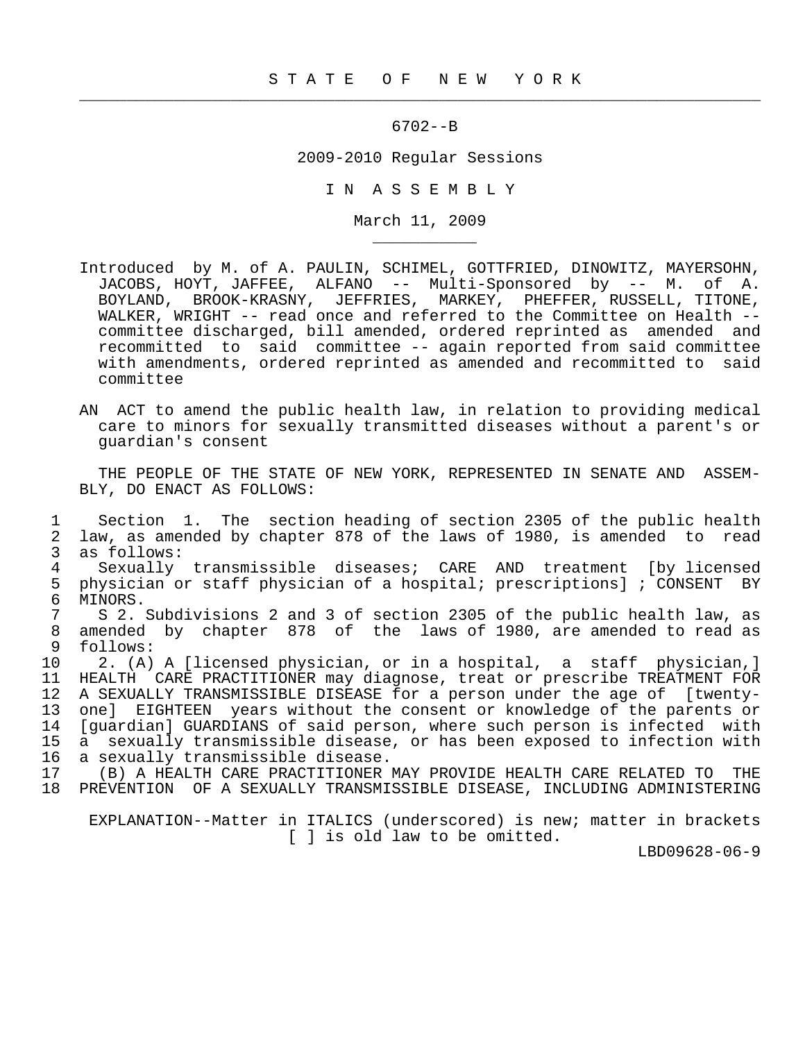STATE OF NEW YORK

---

6702--B

2009-2010 Regular Sessions

IN ASSEMBLY

March 11, 2009

---

Introduced by M. of A. PAULIN, SCHIMEL, GOTTFRIED, DINOWITZ, MAYERSOHN, JACOBS, HOYT, JAFFEE, ALFANO -- Multi-Sponsored by -- M. of A. BOYLAND, BROOK-KRASNY, JEFFRIES, MARKEY, PHEFFER, RUSSELL, TITONE, WALKER, WRIGHT -- read once and referred to the Committee on Health -- committee discharged, bill amended, ordered reprinted as amended and recommitted to said committee -- again reported from said committee with amendments, ordered reprinted as amended and recommitted to said committee

AN ACT to amend the public health law, in relation to providing medical care to minors for sexually transmitted diseases without a parent's or guardian's consent

THE PEOPLE OF THE STATE OF NEW YORK, REPRESENTED IN SENATE AND ASSEMBLY, DO ENACT AS FOLLOWS:

1 Section 1. The section heading of section 2305 of the public health
2 law, as amended by chapter 878 of the laws of 1980, is amended to read
3 as follows:
4 Sexually transmissible diseases; CARE AND treatment [by licensed
5 physician or staff physician of a hospital; prescriptions] ; CONSENT BY
6 MINORS.
7 S 2. Subdivisions 2 and 3 of section 2305 of the public health law, as
8 amended by chapter 878 of the laws of 1980, are amended to read as
9 follows:
10 2. (A) A [licensed physician, or in a hospital, a staff physician,]
11 HEALTH CARE PRACTITIONER may diagnose, treat or prescribe TREATMENT FOR
12 A SEXUALLY TRANSMISSIBLE DISEASE for a person under the age of [twenty-
13 one] EIGHTEEN years without the consent or knowledge of the parents or
14 [guardian] GUARDIANS of said person, where such person is infected with
15 a sexually transmissible disease, or has been exposed to infection with
16 a sexually transmissible disease.
17 (B) A HEALTH CARE PRACTITIONER MAY PROVIDE HEALTH CARE RELATED TO THE
18 PREVENTION OF A SEXUALLY TRANSMISSIBLE DISEASE, INCLUDING ADMINISTERING

EXPLANATION--Matter in ITALICS (underscored) is new; matter in brackets [ ] is old law to be omitted.

LBD09628-06-9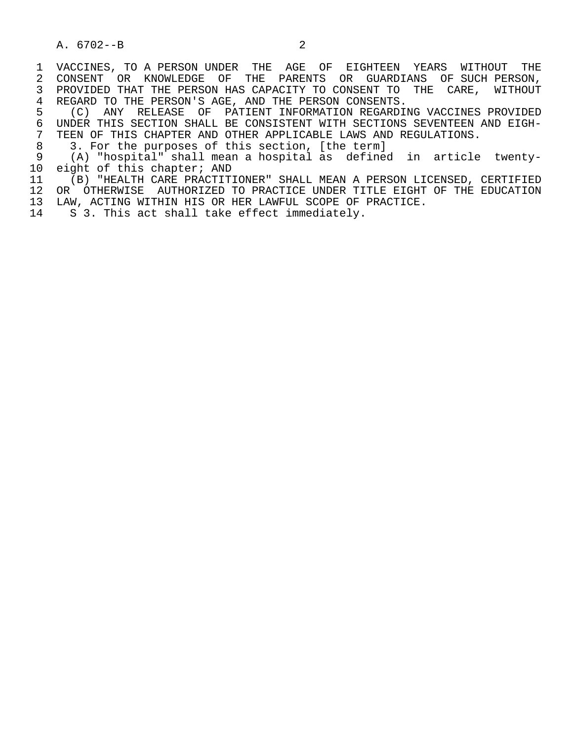VACCINES, TO A PERSON UNDER THE AGE OF EIGHTEEN YEARS WITHOUT THE CONSENT OR KNOWLEDGE OF THE PARENTS OR GUARDIANS OF SUCH PERSON, PROVIDED THAT THE PERSON HAS CAPACITY TO CONSENT TO THE CARE, WITHOUT REGARD TO THE PERSON'S AGE, AND THE PERSON CONSENTS.

(C) ANY RELEASE OF PATIENT INFORMATION REGARDING VACCINES PROVIDED UNDER THIS SECTION SHALL BE CONSISTENT WITH SECTIONS SEVENTEEN AND EIGHTEEN OF THIS CHAPTER AND OTHER APPLICABLE LAWS AND REGULATIONS.

3. For the purposes of this section, [the term]

(A) "hospital" shall mean a hospital as defined in article twenty-eight of this chapter; AND

(B) "HEALTH CARE PRACTITIONER" SHALL MEAN A PERSON LICENSED, CERTIFIED OR OTHERWISE AUTHORIZED TO PRACTICE UNDER TITLE EIGHT OF THE EDUCATION LAW, ACTING WITHIN HIS OR HER LAWFUL SCOPE OF PRACTICE.

S 3. This act shall take effect immediately.